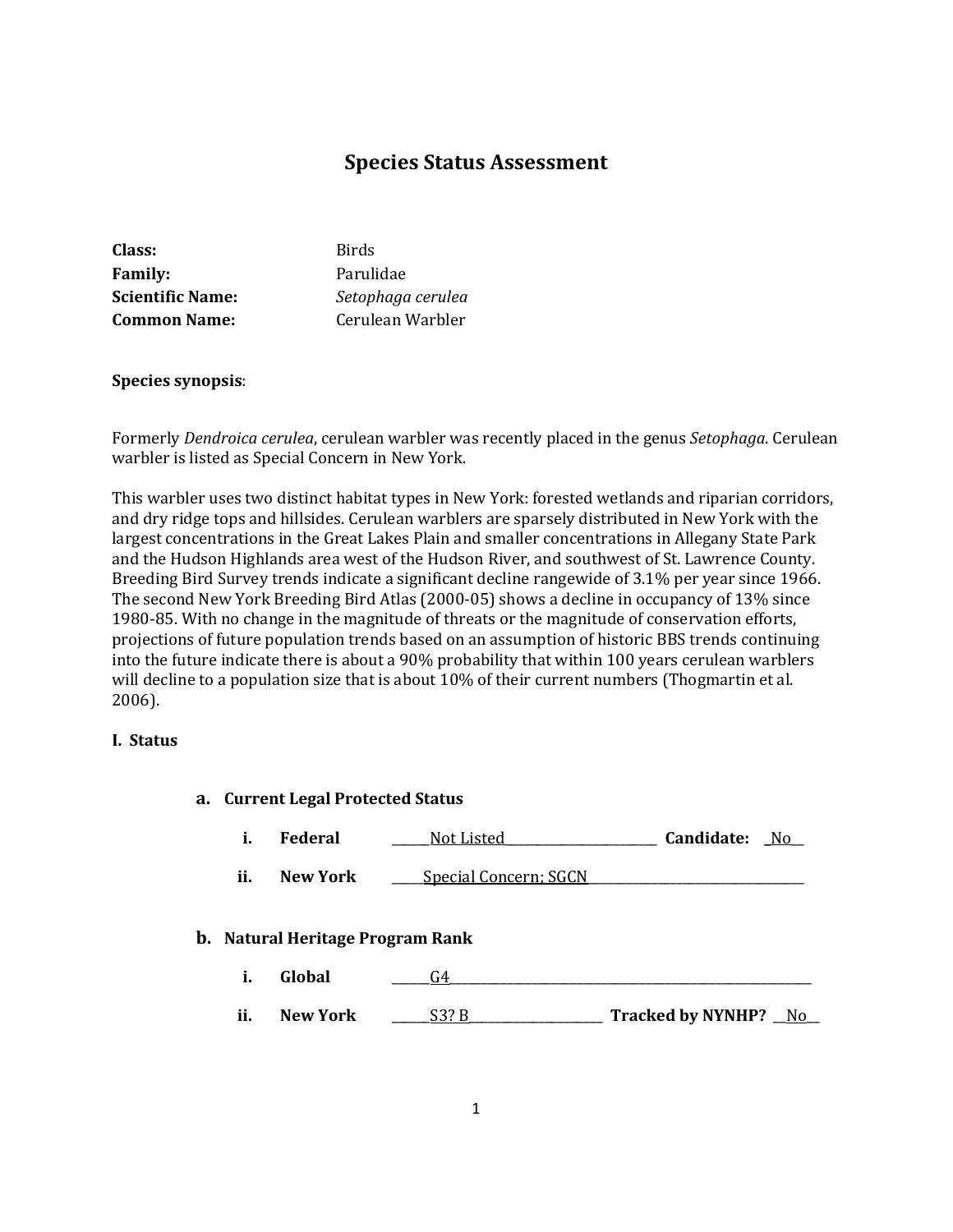# Species Status Assessment

**Class:** Birds
**Family:** Parulidae
**Scientific Name:** *Setophaga cerulea*
**Common Name:** Cerulean Warbler

**Species synopsis**:

Formerly *Dendroica cerulea*, cerulean warbler was recently placed in the genus *Setophaga*. Cerulean warbler is listed as Special Concern in New York.

This warbler uses two distinct habitat types in New York: forested wetlands and riparian corridors, and dry ridge tops and hillsides. Cerulean warblers are sparsely distributed in New York with the largest concentrations in the Great Lakes Plain and smaller concentrations in Allegany State Park and the Hudson Highlands area west of the Hudson River, and southwest of St. Lawrence County. Breeding Bird Survey trends indicate a significant decline rangewide of 3.1% per year since 1966. The second New York Breeding Bird Atlas (2000-05) shows a decline in occupancy of 13% since 1980-85. With no change in the magnitude of threats or the magnitude of conservation efforts, projections of future population trends based on an assumption of historic BBS trends continuing into the future indicate there is about a 90% probability that within 100 years cerulean warblers will decline to a population size that is about 10% of their current numbers (Thogmartin et al. 2006).

## I. Status

### a. Current Legal Protected Status

i. **Federal** \_\_\_\_\_\_Not Listed\_\_\_\_\_\_\_\_\_\_\_\_\_\_\_\_\_\_\_\_\_\_\_\_\_\_ **Candidate:** \_No\_\_

ii. **New York** \_\_\_\_\_\_Special Concern; SGCN\_\_\_\_\_\_\_\_\_\_\_\_\_\_\_\_\_\_\_\_\_\_\_\_\_\_\_\_\_\_\_\_\_\_\_\_

### b. Natural Heritage Program Rank

i. **Global** \_\_\_\_\_\_G4\_\_\_\_\_\_\_\_\_\_\_\_\_\_\_\_\_\_\_\_\_\_\_\_\_\_\_\_\_\_\_\_\_\_\_\_\_\_\_\_\_\_\_\_\_\_\_\_\_\_\_\_\_\_\_\_\_\_\_

ii. **New York** \_\_\_\_\_\_S3? B\_\_\_\_\_\_\_\_\_\_\_\_\_\_\_\_\_\_\_\_\_\_ **Tracked by NYNHP?** \_\_No\_\_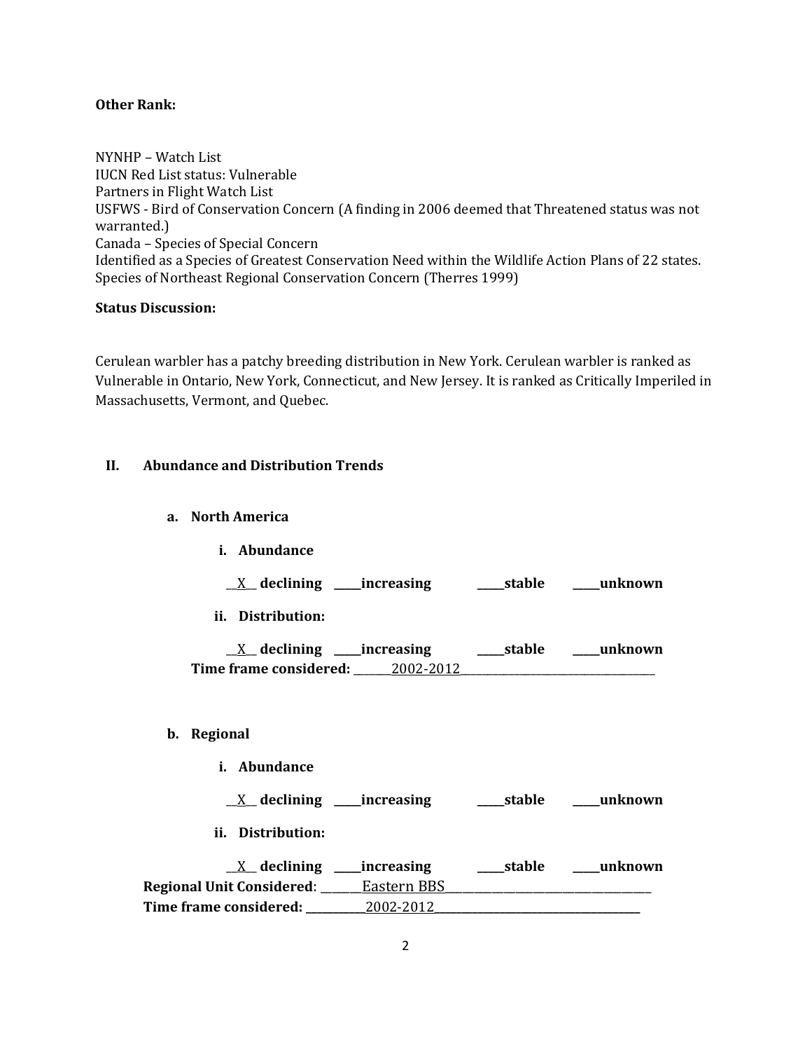**Other Rank:**

NYNHP – Watch List
IUCN Red List status: Vulnerable
Partners in Flight Watch List
USFWS - Bird of Conservation Concern (A finding in 2006 deemed that Threatened status was not warranted.)
Canada – Species of Special Concern
Identified as a Species of Greatest Conservation Need within the Wildlife Action Plans of 22 states.
Species of Northeast Regional Conservation Concern (Therres 1999)

**Status Discussion:**

Cerulean warbler has a patchy breeding distribution in New York. Cerulean warbler is ranked as Vulnerable in Ontario, New York, Connecticut, and New Jersey. It is ranked as Critically Imperiled in Massachusetts, Vermont, and Quebec.

## II. Abundance and Distribution Trends

### a. North America

**i. Abundance**

__X__ **declining** _____**increasing** _____**stable** _____**unknown**

**ii. Distribution:**

__X__ **declining** _____**increasing** _____**stable** _____**unknown**

**Time frame considered:** _______2002-2012_______

### b. Regional

**i. Abundance**

__X__ **declining** _____**increasing** _____**stable** _____**unknown**

**ii. Distribution:**

__X__ **declining** _____**increasing** _____**stable** _____**unknown**

**Regional Unit Considered**: _______Eastern BBS_______

**Time frame considered:** ___________2002-2012___________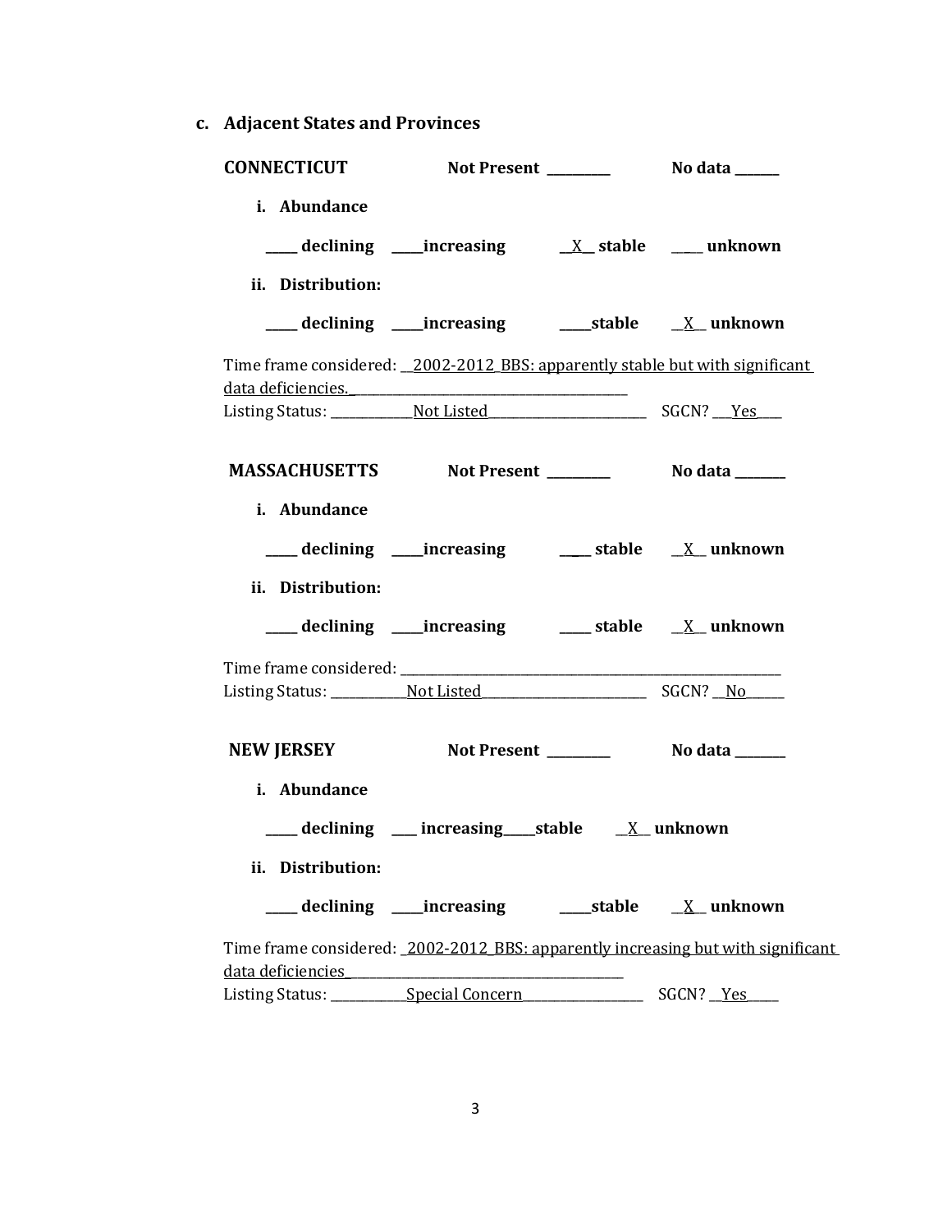**c. Adjacent States and Provinces**

**CONNECTICUT** **Not Present** _________ **No data** ______

**i. Abundance**

_____ **declining** _____ **increasing** __X__ **stable** _____ **unknown**

**ii. Distribution:**

_____ **declining** _____ **increasing** _____ **stable** __X__ **unknown**

Time frame considered: __2002-2012_BBS: apparently stable but with significant data deficiencies.___________________________________________

Listing Status: ____________Not Listed________________________ SGCN? ___Yes____

**MASSACHUSETTS** **Not Present** _________ **No data** _______

**i. Abundance**

_____ **declining** _____ **increasing** _____ **stable** __X__ **unknown**

**ii. Distribution:**

_____ **declining** _____ **increasing** _____ **stable** __X__ **unknown**

Time frame considered: ___________________________________________________________

Listing Status: ___________Not Listed_________________________ SGCN? __No______

**NEW JERSEY** **Not Present** _________ **No data** _______

**i. Abundance**

_____ **declining** ___ **increasing**_____**stable** __X__ **unknown**

**ii. Distribution:**

_____ **declining** _____ **increasing** _____ **stable** __X__ **unknown**

Time frame considered: _2002-2012_BBS: apparently increasing but with significant data deficiencies___________________________________________

Listing Status: ___________Special Concern__________________ SGCN? __Yes_____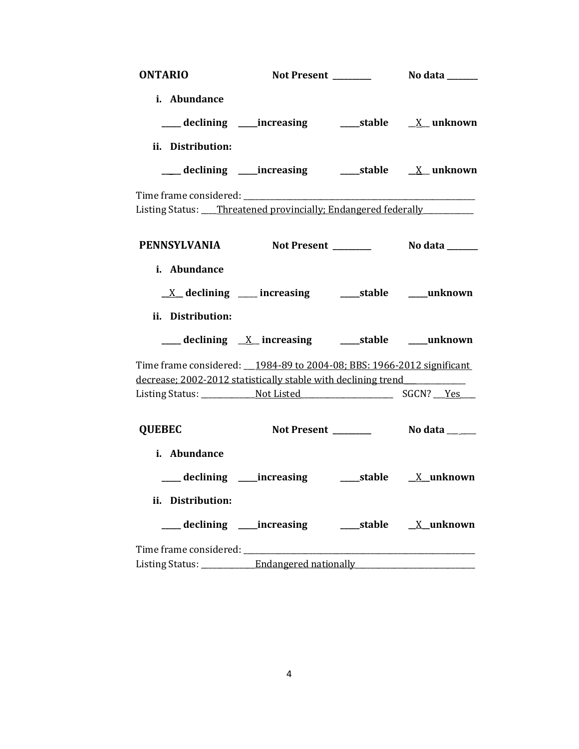**ONTARIO** **Not Present \_\_\_\_\_\_\_\_\_\_** **No data \_\_\_\_\_\_\_\_**

**i. Abundance**

**\_\_\_\_\_ declining \_\_\_\_\_increasing \_\_\_\_\_stable \_\_X\_\_ unknown**

**ii. Distribution:**

**\_\_\_\_\_ declining \_\_\_\_\_increasing \_\_\_\_\_stable \_\_X\_\_ unknown**

Time frame considered: \_\_\_\_\_\_\_\_\_\_\_\_\_\_\_\_\_\_\_\_\_\_\_\_\_\_\_\_\_\_\_\_\_\_\_\_\_\_\_\_\_\_\_\_\_\_\_\_\_\_\_\_\_\_\_\_\_\_\_\_
Listing Status: \_\_\_\_Threatened provincially; Endangered federally\_\_\_\_\_\_\_\_\_\_\_\_\_

**PENNSYLVANIA** **Not Present \_\_\_\_\_\_\_\_\_\_** **No data \_\_\_\_\_\_\_\_**

**i. Abundance**

**\_\_X\_\_ declining \_\_\_\_\_ increasing \_\_\_\_\_stable \_\_\_\_\_unknown**

**ii. Distribution:**

**\_\_\_\_\_ declining \_\_X\_\_ increasing \_\_\_\_\_stable \_\_\_\_\_unknown**

Time frame considered: \_\_\_1984-89 to 2004-08; BBS: 1966-2012 significant decrease; 2002-2012 statistically stable with declining trend\_\_\_\_\_\_\_\_\_\_\_\_\_\_\_
Listing Status: \_\_\_\_\_\_\_\_\_\_\_\_\_\_Not Listed\_\_\_\_\_\_\_\_\_\_\_\_\_\_\_\_\_\_\_\_\_\_\_\_ SGCN? \_\_\_Yes\_\_\_\_

**QUEBEC** **Not Present \_\_\_\_\_\_\_\_\_\_** **No data \_\_\_\_\_\_\_**

**i. Abundance**

**\_\_\_\_\_ declining \_\_\_\_\_increasing \_\_\_\_\_stable \_\_X\_\_unknown**

**ii. Distribution:**

**\_\_\_\_\_ declining \_\_\_\_\_increasing \_\_\_\_\_stable \_\_X\_\_unknown**

Time frame considered: \_\_\_\_\_\_\_\_\_\_\_\_\_\_\_\_\_\_\_\_\_\_\_\_\_\_\_\_\_\_\_\_\_\_\_\_\_\_\_\_\_\_\_\_\_\_\_\_\_\_\_\_\_\_\_\_\_\_\_\_
Listing Status: \_\_\_\_\_\_\_\_\_\_\_\_\_\_Endangered nationally\_\_\_\_\_\_\_\_\_\_\_\_\_\_\_\_\_\_\_\_\_\_\_\_\_\_\_\_\_\_\_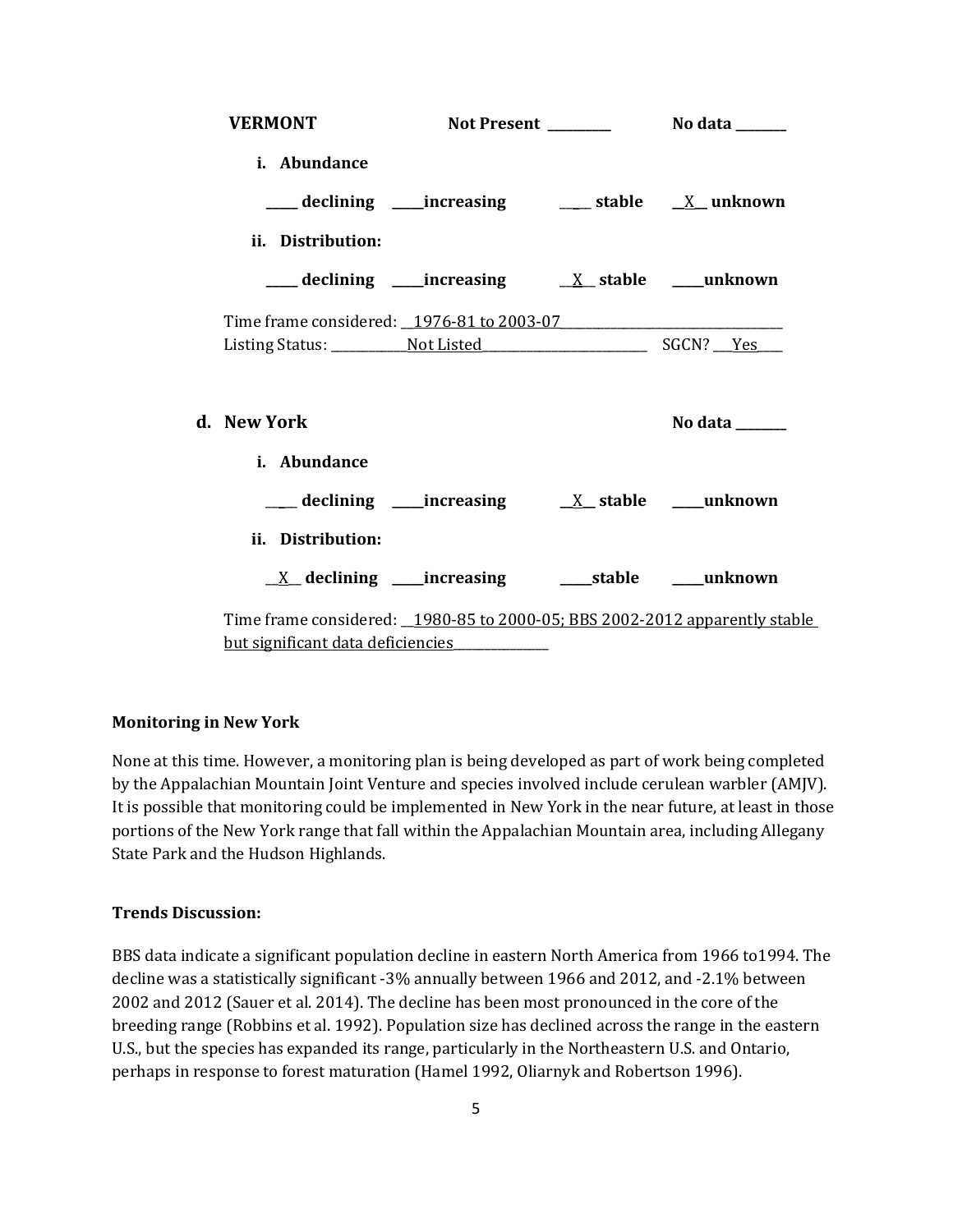**VERMONT** **Not Present** __________ **No data** ________

**i. Abundance**

_____ **declining** _____**increasing** ___ **stable** __X__ **unknown**

**ii. Distribution:**

_____ **declining** _____**increasing** __X__ **stable** _____**unknown**

Time frame considered: __1976-81 to 2003-07__________________________________

Listing Status: ____________Not Listed__________________________ SGCN? ___Yes____

**d. New York** **No data** ________

**i. Abundance**

____ **declining** _____**increasing** __X__ **stable** _____**unknown**

**ii. Distribution:**

__X__ **declining** _____**increasing** _____**stable** _____**unknown**

Time frame considered: __1980-85 to 2000-05; BBS 2002-2012 apparently stable but significant data deficiencies_______________

**Monitoring in New York**

None at this time. However, a monitoring plan is being developed as part of work being completed by the Appalachian Mountain Joint Venture and species involved include cerulean warbler (AMJV). It is possible that monitoring could be implemented in New York in the near future, at least in those portions of the New York range that fall within the Appalachian Mountain area, including Allegany State Park and the Hudson Highlands.

**Trends Discussion:**

BBS data indicate a significant population decline in eastern North America from 1966 to1994. The decline was a statistically significant -3% annually between 1966 and 2012, and -2.1% between 2002 and 2012 (Sauer et al. 2014). The decline has been most pronounced in the core of the breeding range (Robbins et al. 1992). Population size has declined across the range in the eastern U.S., but the species has expanded its range, particularly in the Northeastern U.S. and Ontario, perhaps in response to forest maturation (Hamel 1992, Oliarnyk and Robertson 1996).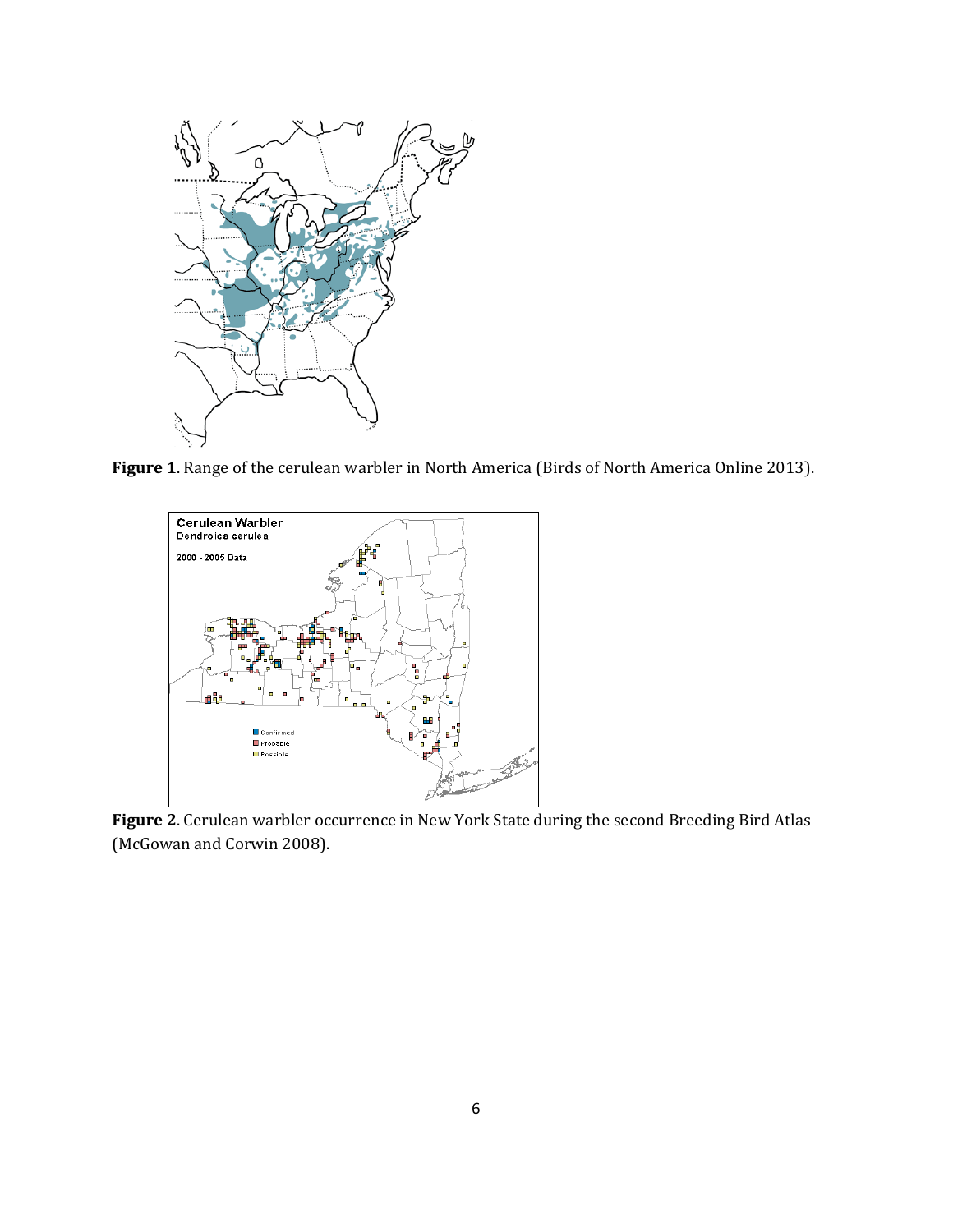**Figure 1**. Range of the cerulean warbler in North America (Birds of North America Online 2013).

**Figure 2**. Cerulean warbler occurrence in New York State during the second Breeding Bird Atlas (McGowan and Corwin 2008).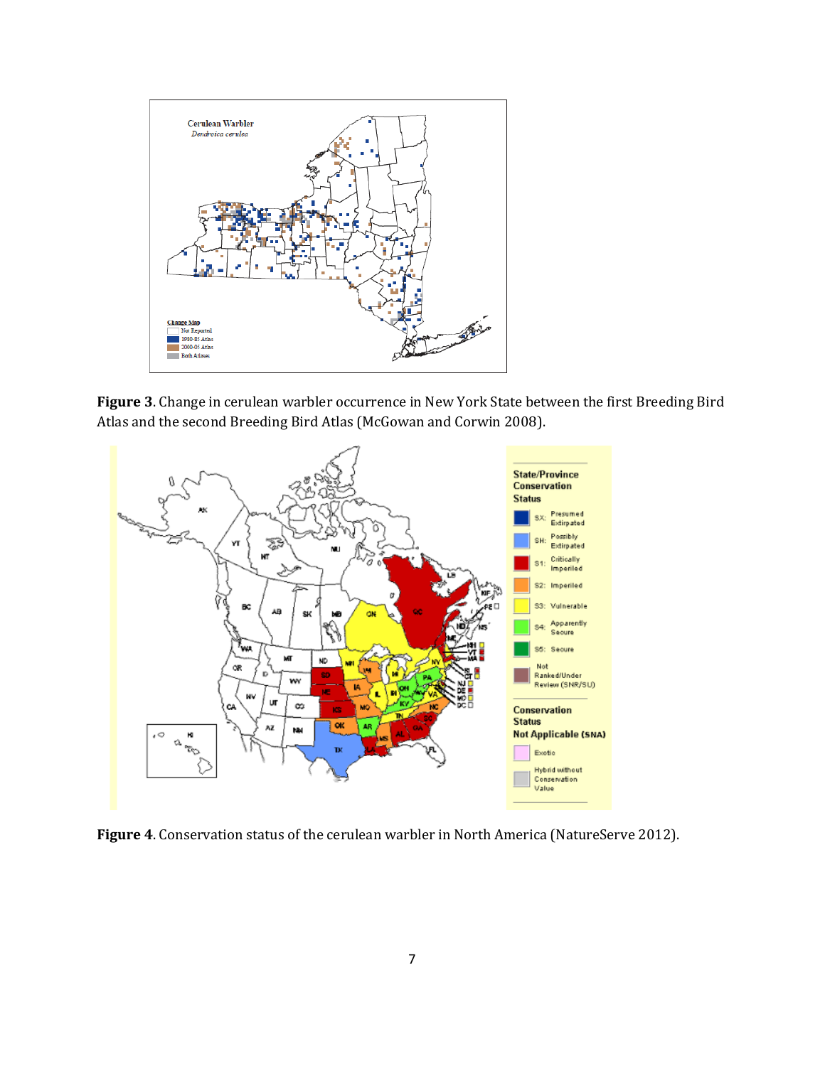**Figure 3**. Change in cerulean warbler occurrence in New York State between the first Breeding Bird Atlas and the second Breeding Bird Atlas (McGowan and Corwin 2008).

**Figure 4**. Conservation status of the cerulean warbler in North America (NatureServe 2012).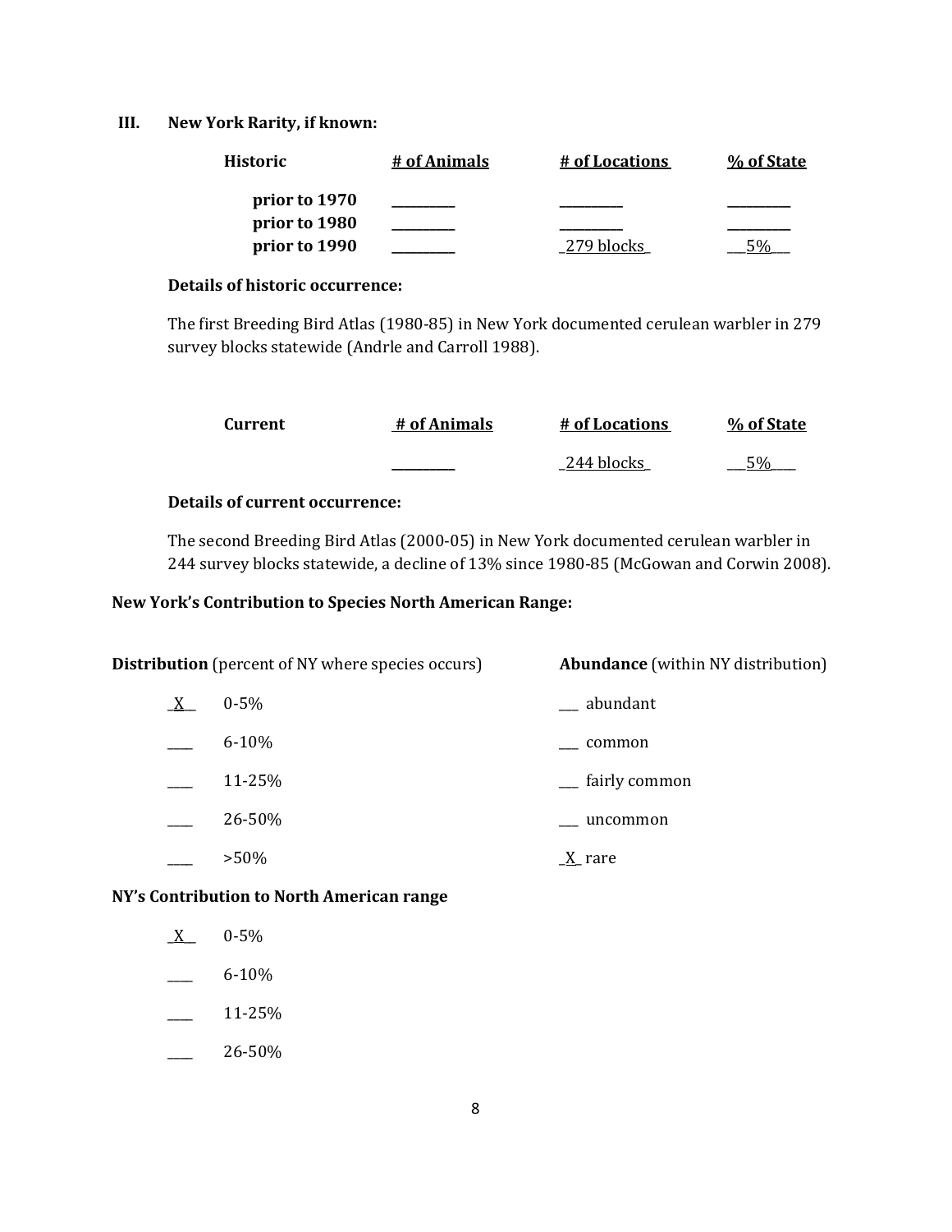### III. New York Rarity, if known:

| Historic | # of Animals | # of Locations | % of State |
|---|---|---|---|
| prior to 1970 | _________ | _________ | _________ |
| prior to 1980 | _________ | _________ | _________ |
| prior to 1990 | _________ | _279 blocks_ | ___5%___ |

**Details of historic occurrence:**

The first Breeding Bird Atlas (1980-85) in New York documented cerulean warbler in 279 survey blocks statewide (Andrle and Carroll 1988).

| Current | # of Animals | # of Locations | % of State |
|---|---|---|---|
| | _________ | _244 blocks_ | ___5%___ |

**Details of current occurrence:**

The second Breeding Bird Atlas (2000-05) in New York documented cerulean warbler in 244 survey blocks statewide, a decline of 13% since 1980-85 (McGowan and Corwin 2008).

**New York's Contribution to Species North American Range:**

| **Distribution** (percent of NY where species occurs) | | **Abundance** (within NY distribution) |
|---|---|---|
| _X_ | 0-5% | ___ abundant |
| ___ | 6-10% | ___ common |
| ___ | 11-25% | ___ fairly common |
| ___ | 26-50% | ___ uncommon |
| ___ | >50% | _X_ rare |

**NY's Contribution to North American range**

- _X_ 0-5%
- ___ 6-10%
- ___ 11-25%
- ___ 26-50%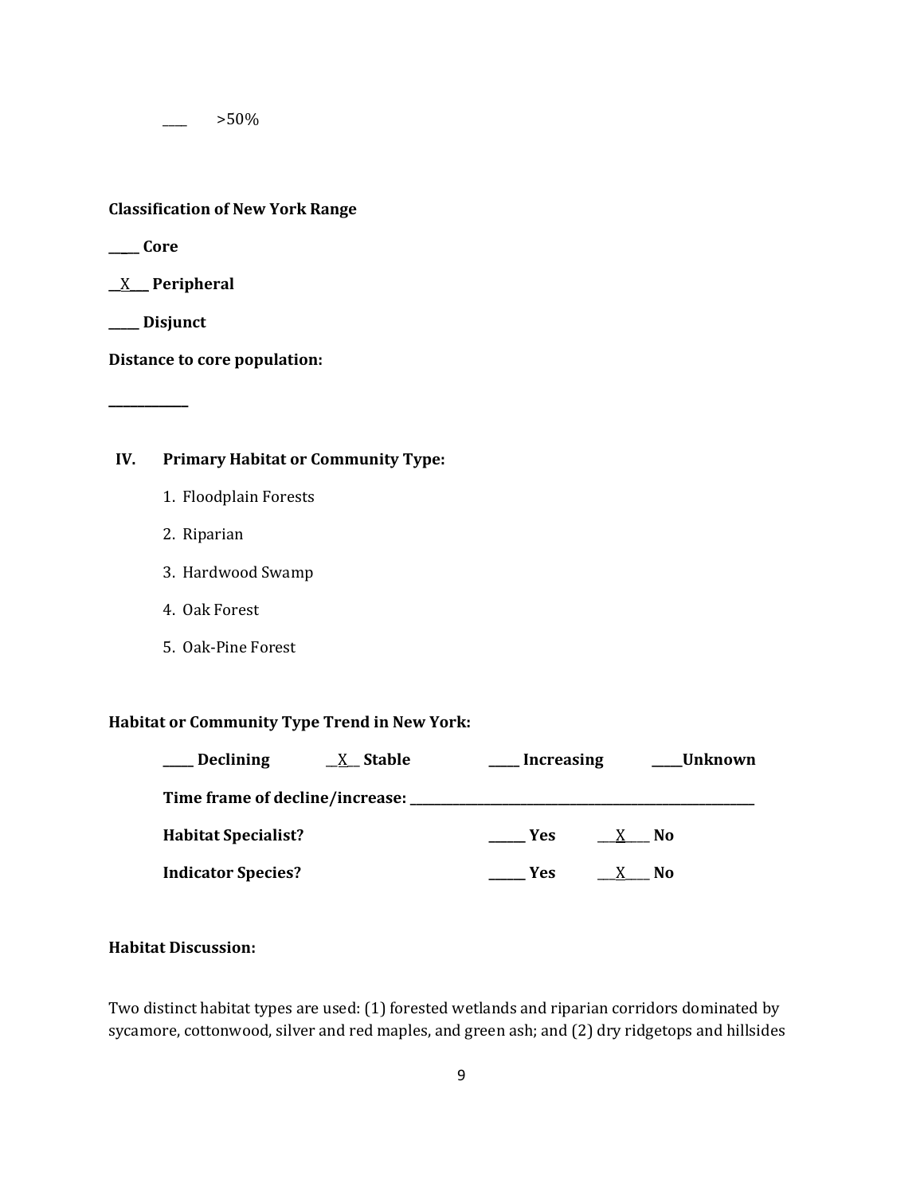____ >50%

**Classification of New York Range**

**_____ Core**

**__X___ Peripheral**

**_____ Disjunct**

**Distance to core population:**

**____________**

## IV. Primary Habitat or Community Type:

1. Floodplain Forests
2. Riparian
3. Hardwood Swamp
4. Oak Forest
5. Oak-Pine Forest

**Habitat or Community Type Trend in New York:**

**_____ Declining** **__X__ Stable** **_____ Increasing** **_____Unknown**

**Time frame of decline/increase: _______________________________**

**Habitat Specialist?** **______ Yes** **___X____ No**

**Indicator Species?** **______ Yes** **___X____ No**

**Habitat Discussion:**

Two distinct habitat types are used: (1) forested wetlands and riparian corridors dominated by sycamore, cottonwood, silver and red maples, and green ash; and (2) dry ridgetops and hillsides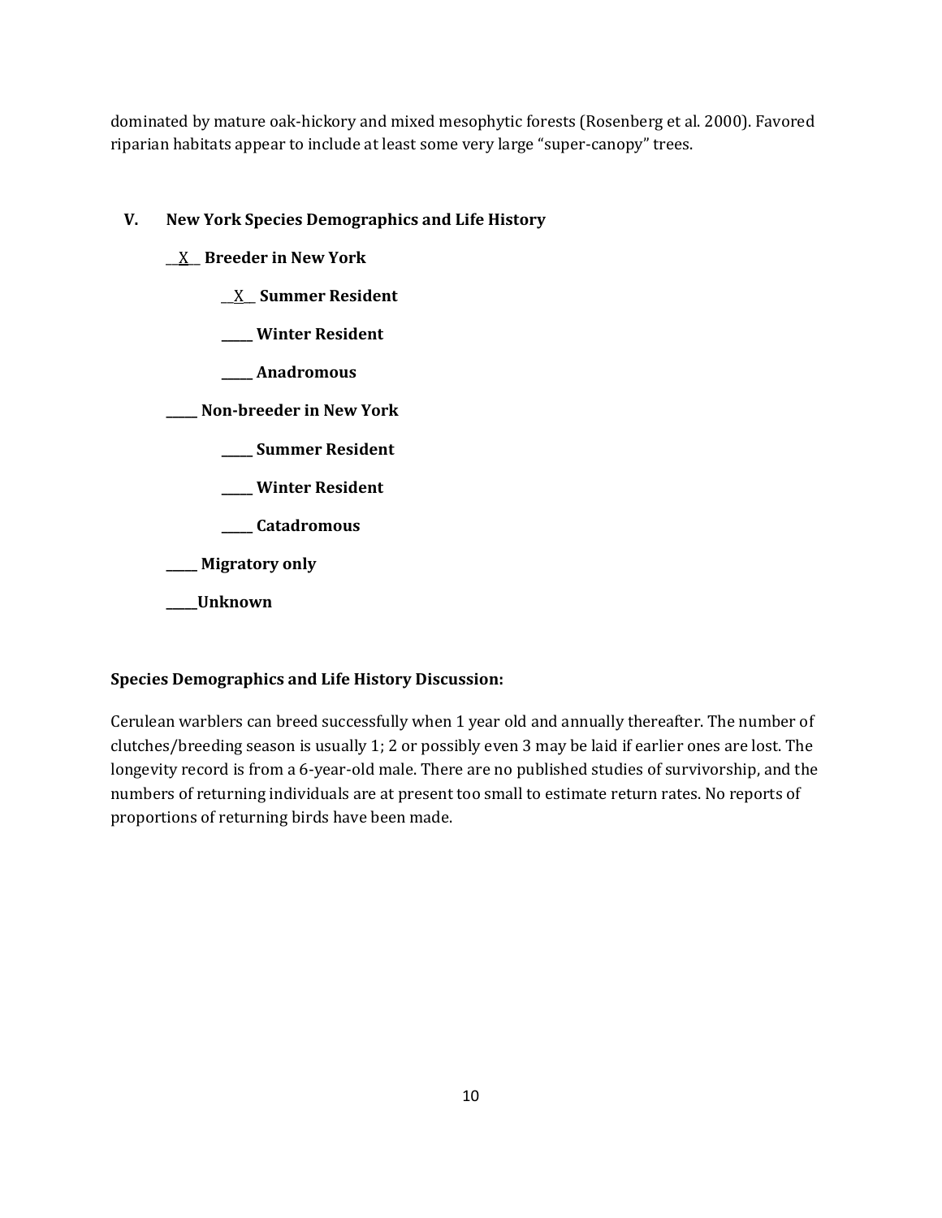dominated by mature oak-hickory and mixed mesophytic forests (Rosenberg et al. 2000). Favored riparian habitats appear to include at least some very large "super-canopy" trees.

## V. New York Species Demographics and Life History

__X__ **Breeder in New York**

> __X__ **Summer Resident**
>
> _____ **Winter Resident**
>
> _____ **Anadromous**

_____ **Non-breeder in New York**

> _____ **Summer Resident**
>
> _____ **Winter Resident**
>
> _____ **Catadromous**

_____ **Migratory only**

_____**Unknown**

**Species Demographics and Life History Discussion:**

Cerulean warblers can breed successfully when 1 year old and annually thereafter. The number of clutches/breeding season is usually 1; 2 or possibly even 3 may be laid if earlier ones are lost. The longevity record is from a 6-year-old male. There are no published studies of survivorship, and the numbers of returning individuals are at present too small to estimate return rates. No reports of proportions of returning birds have been made.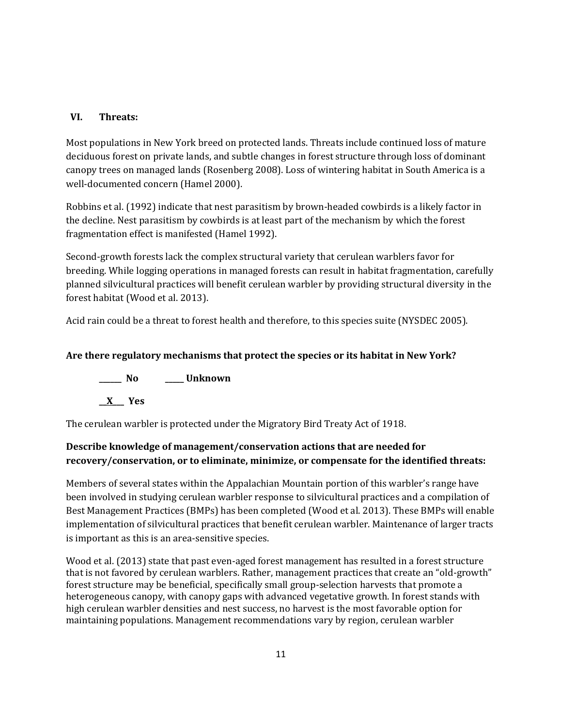## VI. Threats:

Most populations in New York breed on protected lands. Threats include continued loss of mature deciduous forest on private lands, and subtle changes in forest structure through loss of dominant canopy trees on managed lands (Rosenberg 2008). Loss of wintering habitat in South America is a well-documented concern (Hamel 2000).

Robbins et al. (1992) indicate that nest parasitism by brown-headed cowbirds is a likely factor in the decline. Nest parasitism by cowbirds is at least part of the mechanism by which the forest fragmentation effect is manifested (Hamel 1992).

Second-growth forests lack the complex structural variety that cerulean warblers favor for breeding. While logging operations in managed forests can result in habitat fragmentation, carefully planned silvicultural practices will benefit cerulean warbler by providing structural diversity in the forest habitat (Wood et al. 2013).

Acid rain could be a threat to forest health and therefore, to this species suite (NYSDEC 2005).

**Are there regulatory mechanisms that protect the species or its habitat in New York?**

**______ No ______ Unknown**

**__X___ Yes**

The cerulean warbler is protected under the Migratory Bird Treaty Act of 1918.

**Describe knowledge of management/conservation actions that are needed for recovery/conservation, or to eliminate, minimize, or compensate for the identified threats:**

Members of several states within the Appalachian Mountain portion of this warbler's range have been involved in studying cerulean warbler response to silvicultural practices and a compilation of Best Management Practices (BMPs) has been completed (Wood et al. 2013). These BMPs will enable implementation of silvicultural practices that benefit cerulean warbler. Maintenance of larger tracts is important as this is an area-sensitive species.

Wood et al. (2013) state that past even-aged forest management has resulted in a forest structure that is not favored by cerulean warblers. Rather, management practices that create an "old-growth" forest structure may be beneficial, specifically small group-selection harvests that promote a heterogeneous canopy, with canopy gaps with advanced vegetative growth. In forest stands with high cerulean warbler densities and nest success, no harvest is the most favorable option for maintaining populations. Management recommendations vary by region, cerulean warbler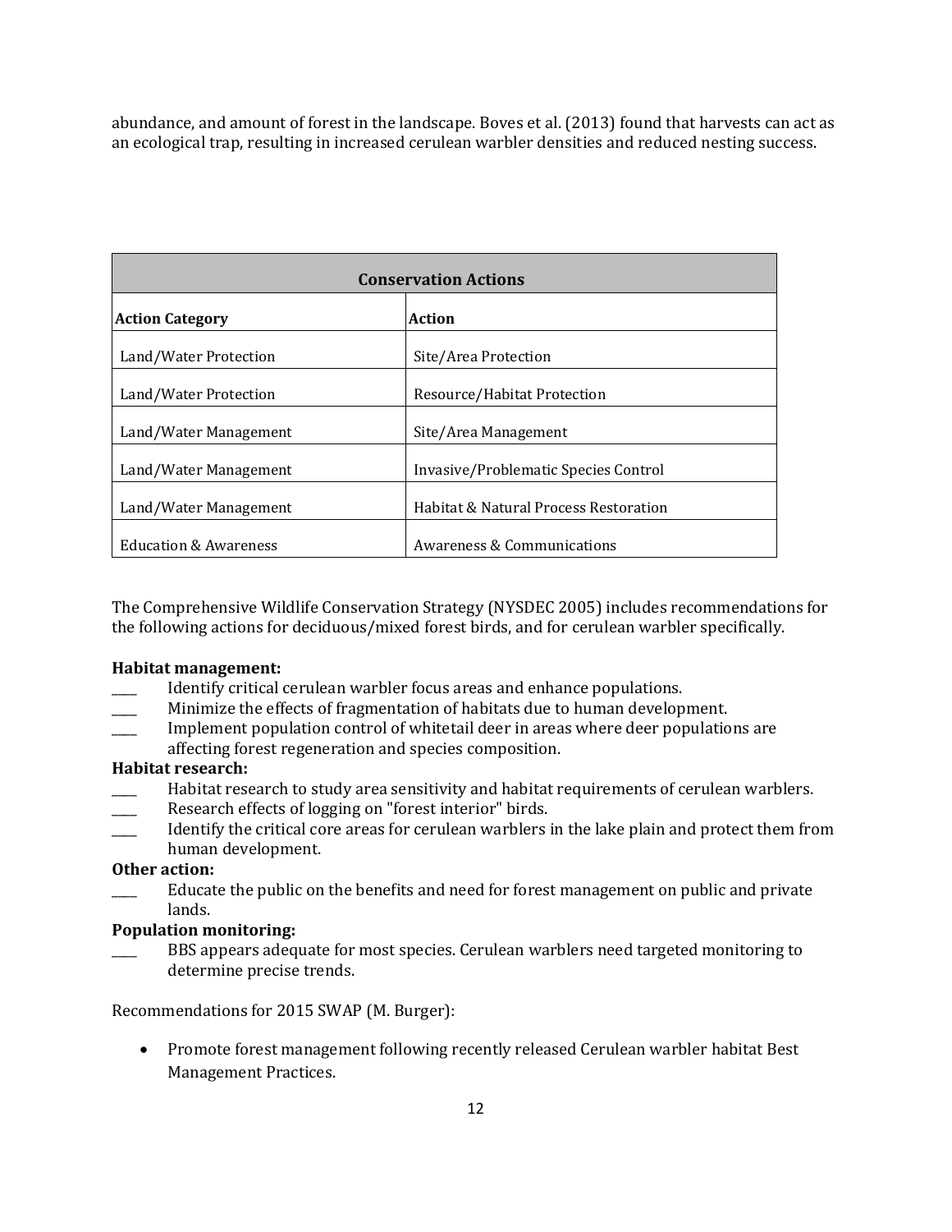abundance, and amount of forest in the landscape. Boves et al. (2013) found that harvests can act as an ecological trap, resulting in increased cerulean warbler densities and reduced nesting success.

| Conservation Actions | |
|---|---|
| **Action Category** | **Action** |
| Land/Water Protection | Site/Area Protection |
| Land/Water Protection | Resource/Habitat Protection |
| Land/Water Management | Site/Area Management |
| Land/Water Management | Invasive/Problematic Species Control |
| Land/Water Management | Habitat & Natural Process Restoration |
| Education & Awareness | Awareness & Communications |

The Comprehensive Wildlife Conservation Strategy (NYSDEC 2005) includes recommendations for the following actions for deciduous/mixed forest birds, and for cerulean warbler specifically.

**Habitat management:**

____ Identify critical cerulean warbler focus areas and enhance populations.

____ Minimize the effects of fragmentation of habitats due to human development.

____ Implement population control of whitetail deer in areas where deer populations are affecting forest regeneration and species composition.

**Habitat research:**

____ Habitat research to study area sensitivity and habitat requirements of cerulean warblers.

____ Research effects of logging on "forest interior" birds.

____ Identify the critical core areas for cerulean warblers in the lake plain and protect them from human development.

**Other action:**

____ Educate the public on the benefits and need for forest management on public and private lands.

**Population monitoring:**

____ BBS appears adequate for most species. Cerulean warblers need targeted monitoring to determine precise trends.

Recommendations for 2015 SWAP (M. Burger):

- Promote forest management following recently released Cerulean warbler habitat Best Management Practices.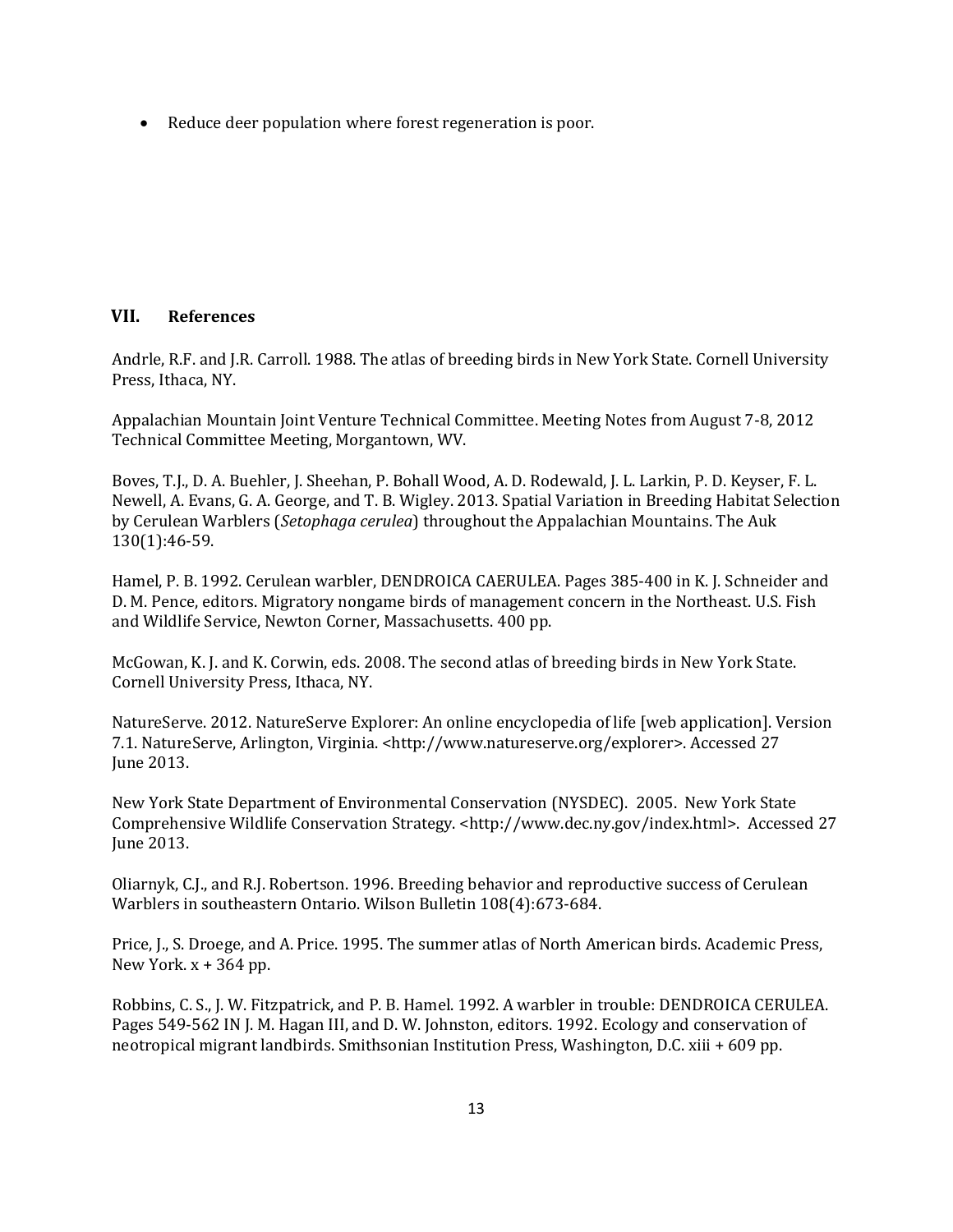- Reduce deer population where forest regeneration is poor.

## VII. References

Andrle, R.F. and J.R. Carroll. 1988. The atlas of breeding birds in New York State. Cornell University Press, Ithaca, NY.

Appalachian Mountain Joint Venture Technical Committee. Meeting Notes from August 7-8, 2012 Technical Committee Meeting, Morgantown, WV.

Boves, T.J., D. A. Buehler, J. Sheehan, P. Bohall Wood, A. D. Rodewald, J. L. Larkin, P. D. Keyser, F. L. Newell, A. Evans, G. A. George, and T. B. Wigley. 2013. Spatial Variation in Breeding Habitat Selection by Cerulean Warblers (*Setophaga cerulea*) throughout the Appalachian Mountains. The Auk 130(1):46-59.

Hamel, P. B. 1992. Cerulean warbler, DENDROICA CAERULEA. Pages 385-400 in K. J. Schneider and D. M. Pence, editors. Migratory nongame birds of management concern in the Northeast. U.S. Fish and Wildlife Service, Newton Corner, Massachusetts. 400 pp.

McGowan, K. J. and K. Corwin, eds. 2008. The second atlas of breeding birds in New York State. Cornell University Press, Ithaca, NY.

NatureServe. 2012. NatureServe Explorer: An online encyclopedia of life [web application]. Version 7.1. NatureServe, Arlington, Virginia. <http://www.natureserve.org/explorer>. Accessed 27 June 2013.

New York State Department of Environmental Conservation (NYSDEC). 2005. New York State Comprehensive Wildlife Conservation Strategy. <http://www.dec.ny.gov/index.html>. Accessed 27 June 2013.

Oliarnyk, C.J., and R.J. Robertson. 1996. Breeding behavior and reproductive success of Cerulean Warblers in southeastern Ontario. Wilson Bulletin 108(4):673-684.

Price, J., S. Droege, and A. Price. 1995. The summer atlas of North American birds. Academic Press, New York. x + 364 pp.

Robbins, C. S., J. W. Fitzpatrick, and P. B. Hamel. 1992. A warbler in trouble: DENDROICA CERULEA. Pages 549-562 IN J. M. Hagan III, and D. W. Johnston, editors. 1992. Ecology and conservation of neotropical migrant landbirds. Smithsonian Institution Press, Washington, D.C. xiii + 609 pp.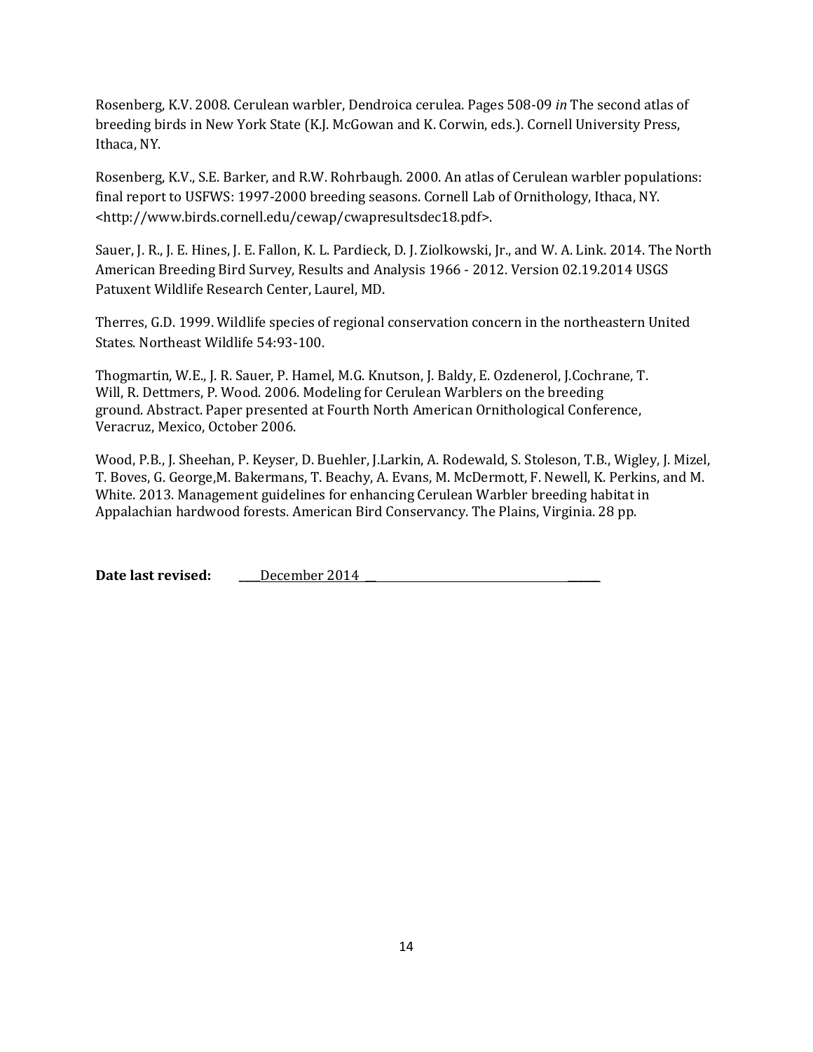Rosenberg, K.V. 2008. Cerulean warbler, Dendroica cerulea. Pages 508-09 *in* The second atlas of breeding birds in New York State (K.J. McGowan and K. Corwin, eds.). Cornell University Press, Ithaca, NY.

Rosenberg, K.V., S.E. Barker, and R.W. Rohrbaugh. 2000. An atlas of Cerulean warbler populations: final report to USFWS: 1997-2000 breeding seasons. Cornell Lab of Ornithology, Ithaca, NY. <http://www.birds.cornell.edu/cewap/cwapresultsdec18.pdf>.

Sauer, J. R., J. E. Hines, J. E. Fallon, K. L. Pardieck, D. J. Ziolkowski, Jr., and W. A. Link. 2014. The North American Breeding Bird Survey, Results and Analysis 1966 - 2012. Version 02.19.2014 USGS Patuxent Wildlife Research Center, Laurel, MD.

Therres, G.D. 1999. Wildlife species of regional conservation concern in the northeastern United States. Northeast Wildlife 54:93-100.

Thogmartin, W.E., J. R. Sauer, P. Hamel, M.G. Knutson, J. Baldy, E. Ozdenerol, J.Cochrane, T. Will, R. Dettmers, P. Wood. 2006. Modeling for Cerulean Warblers on the breeding ground. Abstract. Paper presented at Fourth North American Ornithological Conference, Veracruz, Mexico, October 2006.

Wood, P.B., J. Sheehan, P. Keyser, D. Buehler, J.Larkin, A. Rodewald, S. Stoleson, T.B., Wigley, J. Mizel, T. Boves, G. George,M. Bakermans, T. Beachy, A. Evans, M. McDermott, F. Newell, K. Perkins, and M. White. 2013. Management guidelines for enhancing Cerulean Warbler breeding habitat in Appalachian hardwood forests. American Bird Conservancy. The Plains, Virginia. 28 pp.

**Date last revised:** ____December 2014 __